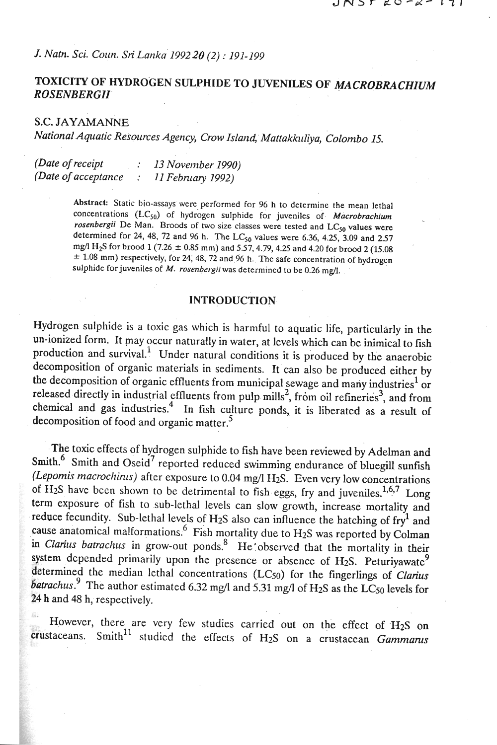J. Natn. Sci. Coun. Sri Lanka 1992 **20** (2) : 191-199

# TOXICITY OF HYDROGEN SULPHIDE TO JUVENILES OF *MACROBRACHIUM ROSENBERGII*

S.C. JAYAMANNE

*National Aquatic Resources Agency, Crow Island, Mattakkuliya, Colombo 15.*

*(Date of receipt : 13 November 1990)*
*(Date of acceptance : 11 February 1992)*

> **Abstract:** Static bio-assays were performed for 96 h to determine the mean lethal concentrations ($LC_{50}$) of hydrogen sulphide for juveniles of *Macrobrachium rosenbergii* De Man. Broods of two size classes were tested and $LC_{50}$ values were determined for 24, 48, 72 and 96 h. The $LC_{50}$ values were 6.36, 4.25, 3.09 and 2.57 mg/l $H_2S$ for brood 1 (7.26 ± 0.85 mm) and 5.57, 4.79, 4.25 and 4.20 for brood 2 (15.08 ± 1.08 mm) respectively, for 24, 48, 72 and 96 h. The safe concentration of hydrogen sulphide for juveniles of *M. rosenbergii* was determined to be 0.26 mg/l.

## INTRODUCTION

Hydrogen sulphide is a toxic gas which is harmful to aquatic life, particularly in the un-ionized form. It may occur naturally in water, at levels which can be inimical to fish production and survival.[1] Under natural conditions it is produced by the anaerobic decomposition of organic materials in sediments. It can also be produced either by the decomposition of organic effluents from municipal sewage and many industries[1] or released directly in industrial effluents from pulp mills[2], from oil refineries[3], and from chemical and gas industries.[4] In fish culture ponds, it is liberated as a result of decomposition of food and organic matter.[5]

The toxic effects of hydrogen sulphide to fish have been reviewed by Adelman and Smith.[6] Smith and Oseid[7] reported reduced swimming endurance of bluegill sunfish (*Lepomis macrochirus*) after exposure to 0.04 mg/l $H_2S$. Even very low concentrations of $H_2S$ have been shown to be detrimental to fish eggs, fry and juveniles.[1,6,7] Long term exposure of fish to sub-lethal levels can slow growth, increase mortality and reduce fecundity. Sub-lethal levels of $H_2S$ also can influence the hatching of fry[1] and cause anatomical malformations.[6] Fish mortality due to $H_2S$ was reported by Colman in *Clarius batrachus* in grow-out ponds.[8] He observed that the mortality in their system depended primarily upon the presence or absence of $H_2S$. Petuiriyawate[9] determined the median lethal concentrations ($LC_{50}$) for the fingerlings of *Clarius batrachus*.[9] The author estimated 6.32 mg/l and 5.31 mg/l of $H_2S$ as the $LC_{50}$ levels for 24 h and 48 h, respectively.

However, there are very few studies carried out on the effect of $H_2S$ on crustaceans. Smith[11] studied the effects of $H_2S$ on a crustacean *Gammarus*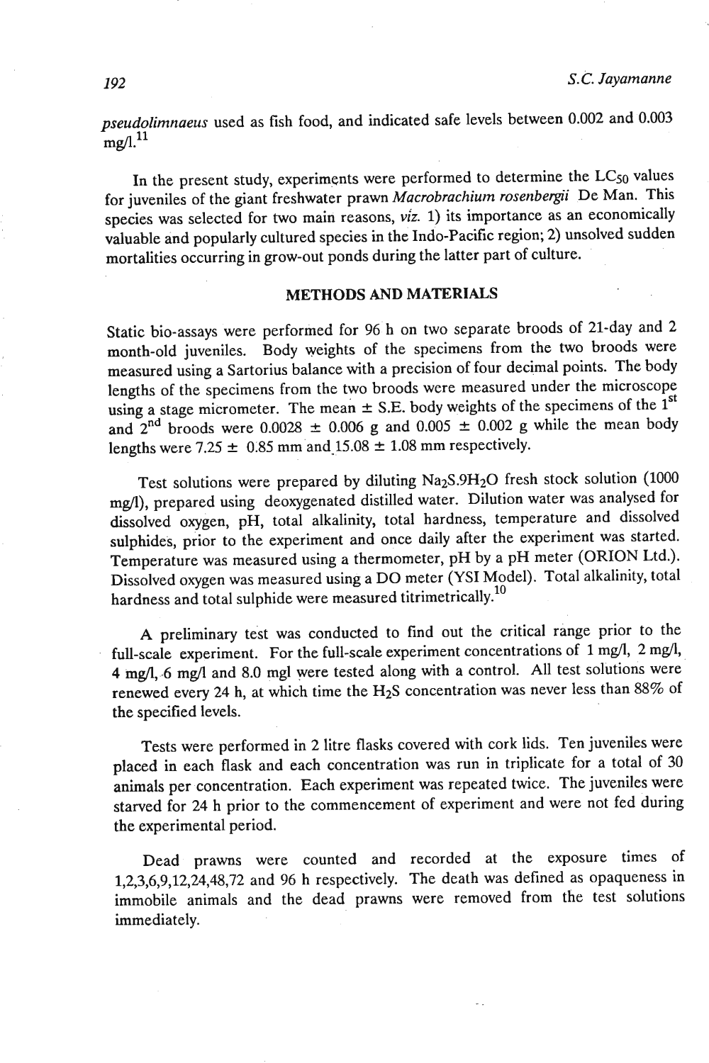*pseudolimnaeus* used as fish food, and indicated safe levels between 0.002 and 0.003 mg/l.[11]

In the present study, experiments were performed to determine the $LC_{50}$ values for juveniles of the giant freshwater prawn *Macrobrachium rosenbergii* De Man. This species was selected for two main reasons, *viz.* 1) its importance as an economically valuable and popularly cultured species in the Indo-Pacific region; 2) unsolved sudden mortalities occurring in grow-out ponds during the latter part of culture.

## METHODS AND MATERIALS

Static bio-assays were performed for 96 h on two separate broods of 21-day and 2 month-old juveniles. Body weights of the specimens from the two broods were measured using a Sartorius balance with a precision of four decimal points. The body lengths of the specimens from the two broods were measured under the microscope using a stage micrometer. The mean ± S.E. body weights of the specimens of the 1[st] and 2[nd] broods were 0.0028 ± 0.006 g and 0.005 ± 0.002 g while the mean body lengths were 7.25 ± 0.85 mm and 15.08 ± 1.08 mm respectively.

Test solutions were prepared by diluting $Na_2S.9H_2O$ fresh stock solution (1000 mg/l), prepared using deoxygenated distilled water. Dilution water was analysed for dissolved oxygen, pH, total alkalinity, total hardness, temperature and dissolved sulphides, prior to the experiment and once daily after the experiment was started. Temperature was measured using a thermometer, pH by a pH meter (ORION Ltd.). Dissolved oxygen was measured using a DO meter (YSI Model). Total alkalinity, total hardness and total sulphide were measured titrimetrically.[10]

A preliminary test was conducted to find out the critical range prior to the full-scale experiment. For the full-scale experiment concentrations of 1 mg/l, 2 mg/l, 4 mg/l, 6 mg/l and 8.0 mgl were tested along with a control. All test solutions were renewed every 24 h, at which time the $H_2S$ concentration was never less than 88% of the specified levels.

Tests were performed in 2 litre flasks covered with cork lids. Ten juveniles were placed in each flask and each concentration was run in triplicate for a total of 30 animals per concentration. Each experiment was repeated twice. The juveniles were starved for 24 h prior to the commencement of experiment and were not fed during the experimental period.

Dead prawns were counted and recorded at the exposure times of 1,2,3,6,9,12,24,48,72 and 96 h respectively. The death was defined as opaqueness in immobile animals and the dead prawns were removed from the test solutions immediately.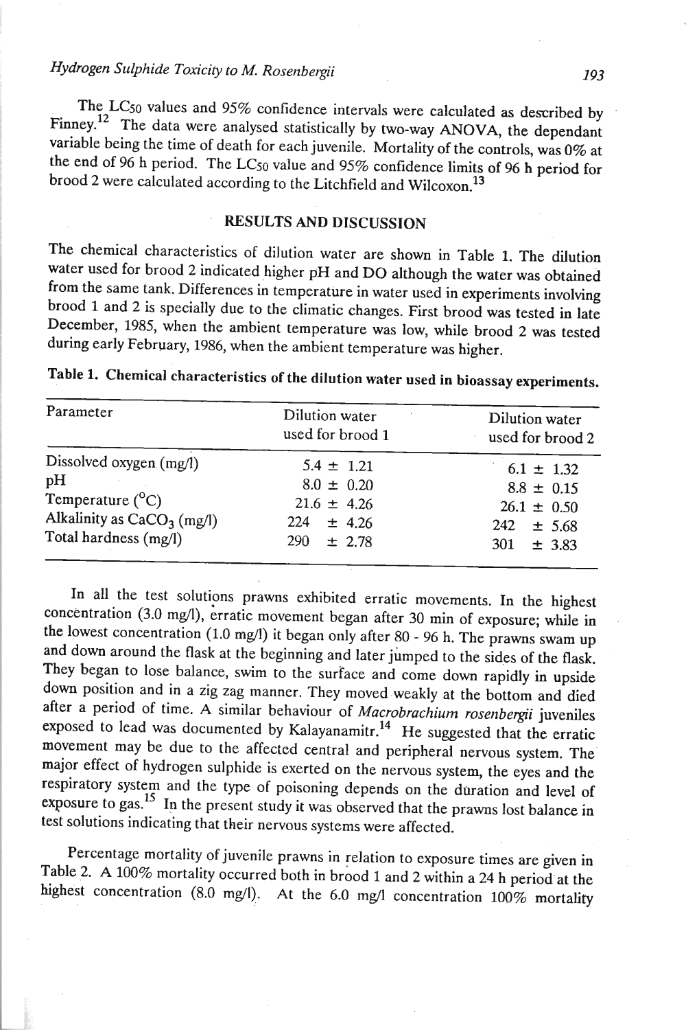The $LC_{50}$ values and 95% confidence intervals were calculated as described by Finney.[12] The data were analysed statistically by two-way ANOVA, the dependant variable being the time of death for each juvenile. Mortality of the controls, was 0% at the end of 96 h period. The $LC_{50}$ value and 95% confidence limits of 96 h period for brood 2 were calculated according to the Litchfield and Wilcoxon.[13]

## RESULTS AND DISCUSSION

The chemical characteristics of dilution water are shown in Table 1. The dilution water used for brood 2 indicated higher pH and DO although the water was obtained from the same tank. Differences in temperature in water used in experiments involving brood 1 and 2 is specially due to the climatic changes. First brood was tested in late December, 1985, when the ambient temperature was low, while brood 2 was tested during early February, 1986, when the ambient temperature was higher.

**Table 1. Chemical characteristics of the dilution water used in bioassay experiments.**

| Parameter | Dilution water used for brood 1 | Dilution water used for brood 2 |
|---|---|---|
| Dissolved oxygen (mg/l) | 5.4 ± 1.21 | 6.1 ± 1.32 |
| pH | 8.0 ± 0.20 | 8.8 ± 0.15 |
| Temperature (°C) | 21.6 ± 4.26 | 26.1 ± 0.50 |
| Alkalinity as $CaCO_3$ (mg/l) | 224 ± 4.26 | 242 ± 5.68 |
| Total hardness (mg/l) | 290 ± 2.78 | 301 ± 3.83 |

In all the test solutions prawns exhibited erratic movements. In the highest concentration (3.0 mg/l), erratic movement began after 30 min of exposure; while in the lowest concentration (1.0 mg/l) it began only after 80 - 96 h. The prawns swam up and down around the flask at the beginning and later jumped to the sides of the flask. They began to lose balance, swim to the surface and come down rapidly in upside down position and in a zig zag manner. They moved weakly at the bottom and died after a period of time. A similar behaviour of *Macrobrachium rosenbergii* juveniles exposed to lead was documented by Kalayanamitr.[14] He suggested that the erratic movement may be due to the affected central and peripheral nervous system. The major effect of hydrogen sulphide is exerted on the nervous system, the eyes and the respiratory system and the type of poisoning depends on the duration and level of exposure to gas.[15] In the present study it was observed that the prawns lost balance in test solutions indicating that their nervous systems were affected.

Percentage mortality of juvenile prawns in relation to exposure times are given in Table 2. A 100% mortality occurred both in brood 1 and 2 within a 24 h period at the highest concentration (8.0 mg/l). At the 6.0 mg/l concentration 100% mortality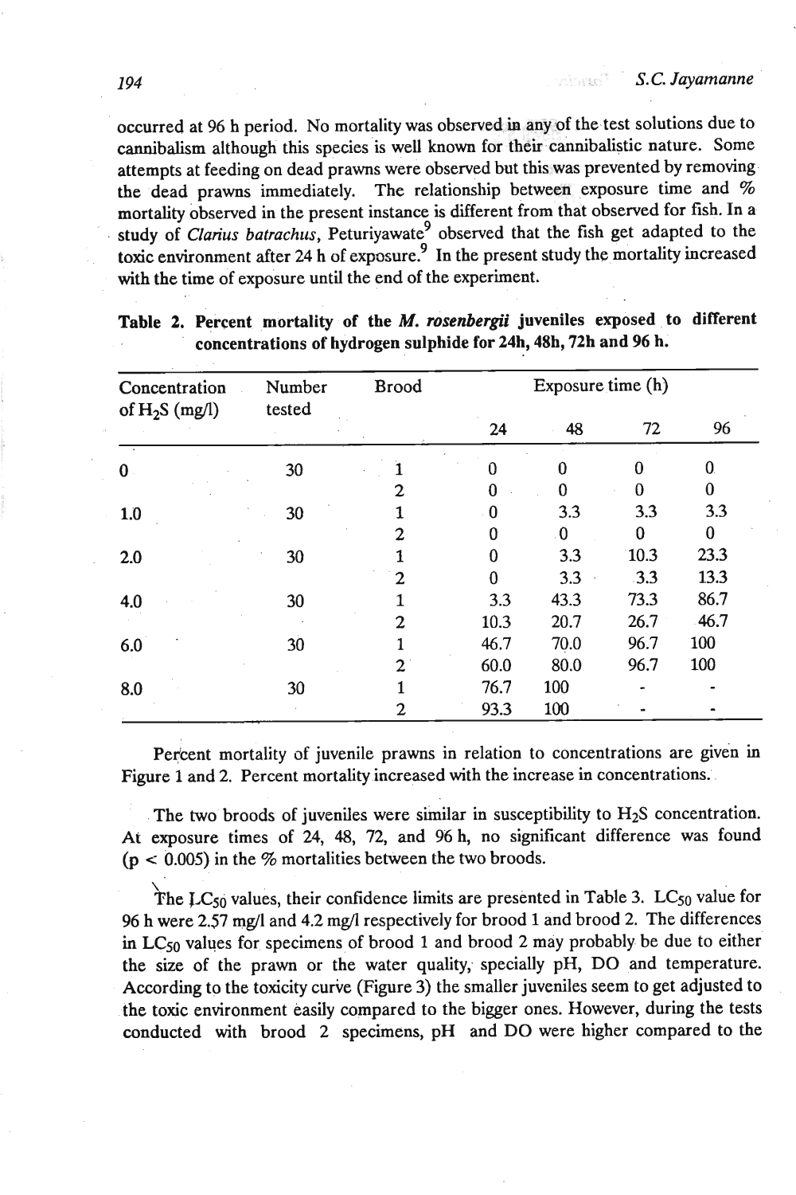occurred at 96 h period. No mortality was observed in any of the test solutions due to cannibalism although this species is well known for their cannibalistic nature. Some attempts at feeding on dead prawns were observed but this was prevented by removing the dead prawns immediately. The relationship between exposure time and % mortality observed in the present instance is different from that observed for fish. In a study of *Clarius batrachus*, Peturiyawate[9] observed that the fish get adapted to the toxic environment after 24 h of exposure.[9] In the present study the mortality increased with the time of exposure until the end of the experiment.

**Table 2. Percent mortality of the *M. rosenbergii* juveniles exposed to different concentrations of hydrogen sulphide for 24h, 48h, 72h and 96 h.**

| Concentration of $H_2S$ (mg/l) | Number tested | Brood | Exposure time (h) | | | |
|---|---|---|---|---|---|---|
| | | | 24 | 48 | 72 | 96 |
| 0 | 30 | 1 | 0 | 0 | 0 | 0 |
| | | 2 | 0 | 0 | 0 | 0 |
| 1.0 | 30 | 1 | 0 | 3.3 | 3.3 | 3.3 |
| | | 2 | 0 | 0 | 0 | 0 |
| 2.0 | 30 | 1 | 0 | 3.3 | 10.3 | 23.3 |
| | | 2 | 0 | 3.3 | 3.3 | 13.3 |
| 4.0 | 30 | 1 | 3.3 | 43.3 | 73.3 | 86.7 |
| | | 2 | 10.3 | 20.7 | 26.7 | 46.7 |
| 6.0 | 30 | 1 | 46.7 | 70.0 | 96.7 | 100 |
| | | 2 | 60.0 | 80.0 | 96.7 | 100 |
| 8.0 | 30 | 1 | 76.7 | 100 | - | - |
| | | 2 | 93.3 | 100 | - | - |

Percent mortality of juvenile prawns in relation to concentrations are given in Figure 1 and 2. Percent mortality increased with the increase in concentrations.

The two broods of juveniles were similar in susceptibility to $H_2S$ concentration. At exposure times of 24, 48, 72, and 96 h, no significant difference was found ($p < 0.005$) in the % mortalities between the two broods.

The $LC_{50}$ values, their confidence limits are presented in Table 3. $LC_{50}$ value for 96 h were 2.57 mg/l and 4.2 mg/l respectively for brood 1 and brood 2. The differences in $LC_{50}$ values for specimens of brood 1 and brood 2 may probably be due to either the size of the prawn or the water quality, specially pH, DO and temperature. According to the toxicity curve (Figure 3) the smaller juveniles seem to get adjusted to the toxic environment easily compared to the bigger ones. However, during the tests conducted with brood 2 specimens, pH and DO were higher compared to the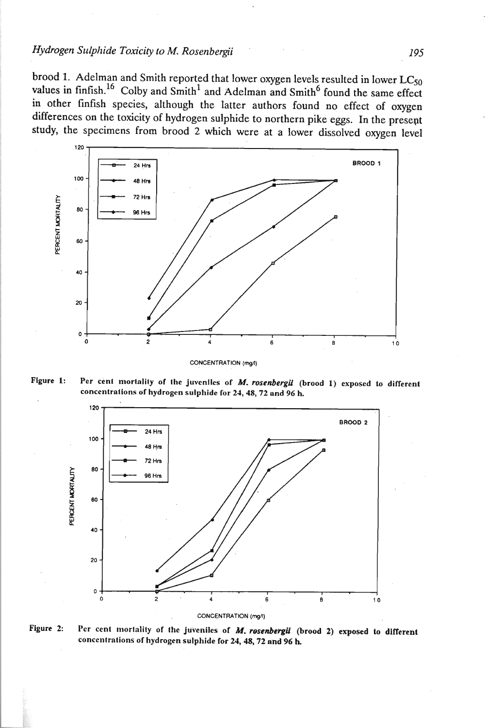brood 1. Adelman and Smith reported that lower oxygen levels resulted in lower $LC_{50}$ values in finfish.[16] Colby and Smith[1] and Adelman and Smith[6] found the same effect in other finfish species, although the latter authors found no effect of oxygen differences on the toxicity of hydrogen sulphide to northern pike eggs. In the present study, the specimens from brood 2 which were at a lower dissolved oxygen level

**Figure 1:** Per cent mortality of the juveniles of ***M. rosenbergii*** (brood 1) exposed to different concentrations of hydrogen sulphide for 24, 48, 72 and 96 h.

**Figure 2:** Per cent mortality of the juveniles of ***M. rosenbergii*** (brood 2) exposed to different concentrations of hydrogen sulphide for 24, 48, 72 and 96 h.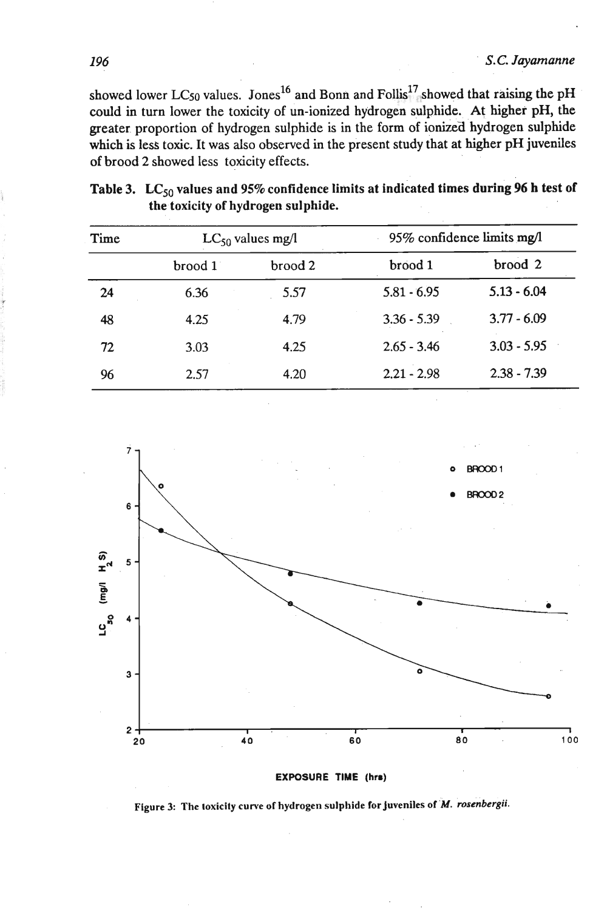showed lower $LC_{50}$ values. Jones[16] and Bonn and Follis[17] showed that raising the pH could in turn lower the toxicity of un-ionized hydrogen sulphide. At higher pH, the greater proportion of hydrogen sulphide is in the form of ionized hydrogen sulphide which is less toxic. It was also observed in the present study that at higher pH juveniles of brood 2 showed less toxicity effects.

**Table 3. $LC_{50}$ values and 95% confidence limits at indicated times during 96 h test of the toxicity of hydrogen sulphide.**

| Time | $LC_{50}$ values mg/l | | 95% confidence limits mg/l | |
|---|---|---|---|---|
| | brood 1 | brood 2 | brood 1 | brood 2 |
| 24 | 6.36 | 5.57 | 5.81 - 6.95 | 5.13 - 6.04 |
| 48 | 4.25 | 4.79 | 3.36 - 5.39 | 3.77 - 6.09 |
| 72 | 3.03 | 4.25 | 2.65 - 3.46 | 3.03 - 5.95 |
| 96 | 2.57 | 4.20 | 2.21 - 2.98 | 2.38 - 7.39 |

Figure 3: The toxicity curve of hydrogen sulphide for juveniles of *M. rosenbergii*.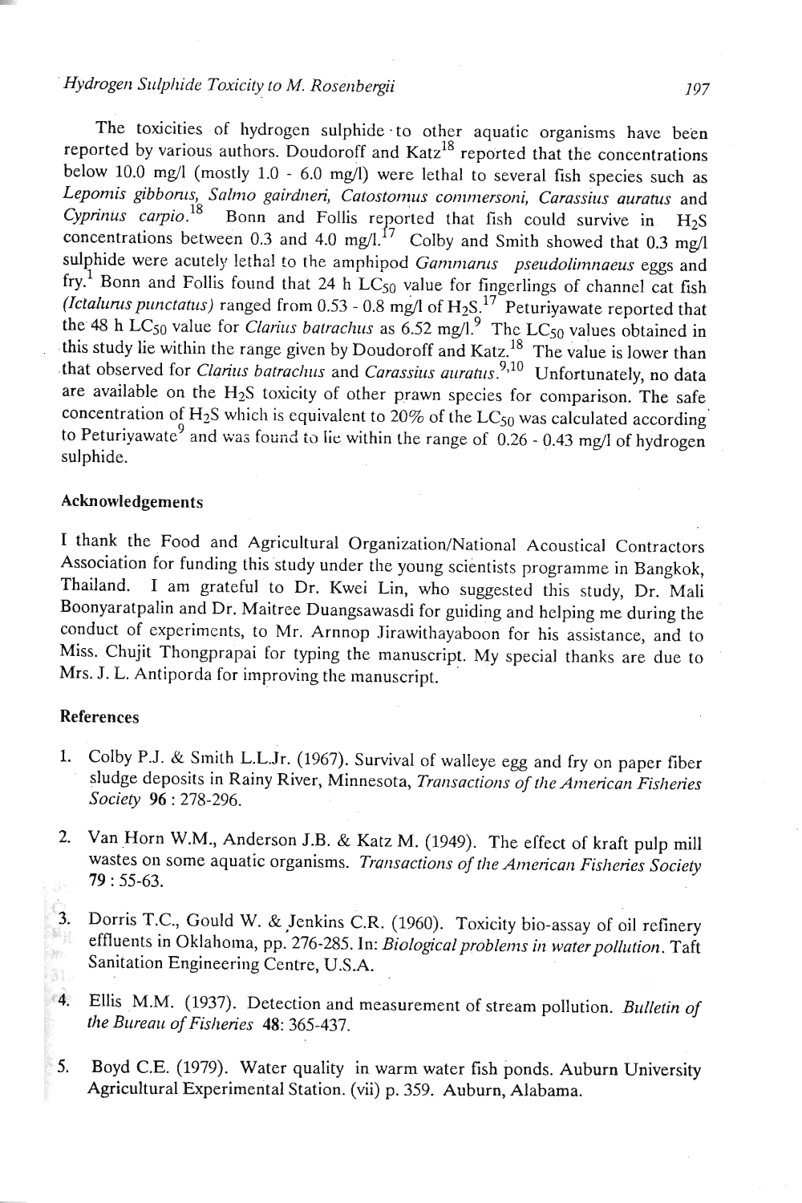The toxicities of hydrogen sulphide to other aquatic organisms have been reported by various authors. Doudoroff and Katz[18] reported that the concentrations below 10.0 mg/l (mostly 1.0 - 6.0 mg/l) were lethal to several fish species such as *Lepomis gibbonus, Salmo gairdneri, Catostomus commersoni, Carassius auratus* and *Cyprinus carpio*.[18] Bonn and Follis reported that fish could survive in $H_2S$ concentrations between 0.3 and 4.0 mg/l.[17] Colby and Smith showed that 0.3 mg/l sulphide were acutely lethal to the amphipod *Gammarus pseudolimnaeus* eggs and fry.[1] Bonn and Follis found that 24 h $LC_{50}$ value for fingerlings of channel cat fish *(Ictalurus punctatus)* ranged from 0.53 - 0.8 mg/l of $H_2S$.[17] Peturiyawate reported that the 48 h $LC_{50}$ value for *Clarius batrachus* as 6.52 mg/l.[9] The $LC_{50}$ values obtained in this study lie within the range given by Doudoroff and Katz.[18] The value is lower than that observed for *Clarius batrachus* and *Carassius auratus*.[9,10] Unfortunately, no data are available on the $H_2S$ toxicity of other prawn species for comparison. The safe concentration of $H_2S$ which is equivalent to 20% of the $LC_{50}$ was calculated according to Peturiyawate[9] and was found to lie within the range of 0.26 - 0.43 mg/l of hydrogen sulphide.

## Acknowledgements

I thank the Food and Agricultural Organization/National Acoustical Contractors Association for funding this study under the young scientists programme in Bangkok, Thailand. I am grateful to Dr. Kwei Lin, who suggested this study, Dr. Mali Boonyaratpalin and Dr. Maitree Duangsawasdi for guiding and helping me during the conduct of experiments, to Mr. Arnnop Jirawithayaboon for his assistance, and to Miss. Chujit Thongprapai for typing the manuscript. My special thanks are due to Mrs. J. L. Antiporda for improving the manuscript.

## References

1. Colby P.J. & Smith L.L.Jr. (1967). Survival of walleye egg and fry on paper fiber sludge deposits in Rainy River, Minnesota, *Transactions of the American Fisheries Society* **96** : 278-296.

2. Van Horn W.M., Anderson J.B. & Katz M. (1949). The effect of kraft pulp mill wastes on some aquatic organisms. *Transactions of the American Fisheries Society* **79** : 55-63.

3. Dorris T.C., Gould W. & Jenkins C.R. (1960). Toxicity bio-assay of oil refinery effluents in Oklahoma, pp. 276-285. In: *Biological problems in water pollution*. Taft Sanitation Engineering Centre, U.S.A.

4. Ellis M.M. (1937). Detection and measurement of stream pollution. *Bulletin of the Bureau of Fisheries* **48**: 365-437.

5. Boyd C.E. (1979). Water quality in warm water fish ponds. Auburn University Agricultural Experimental Station. (vii) p. 359. Auburn, Alabama.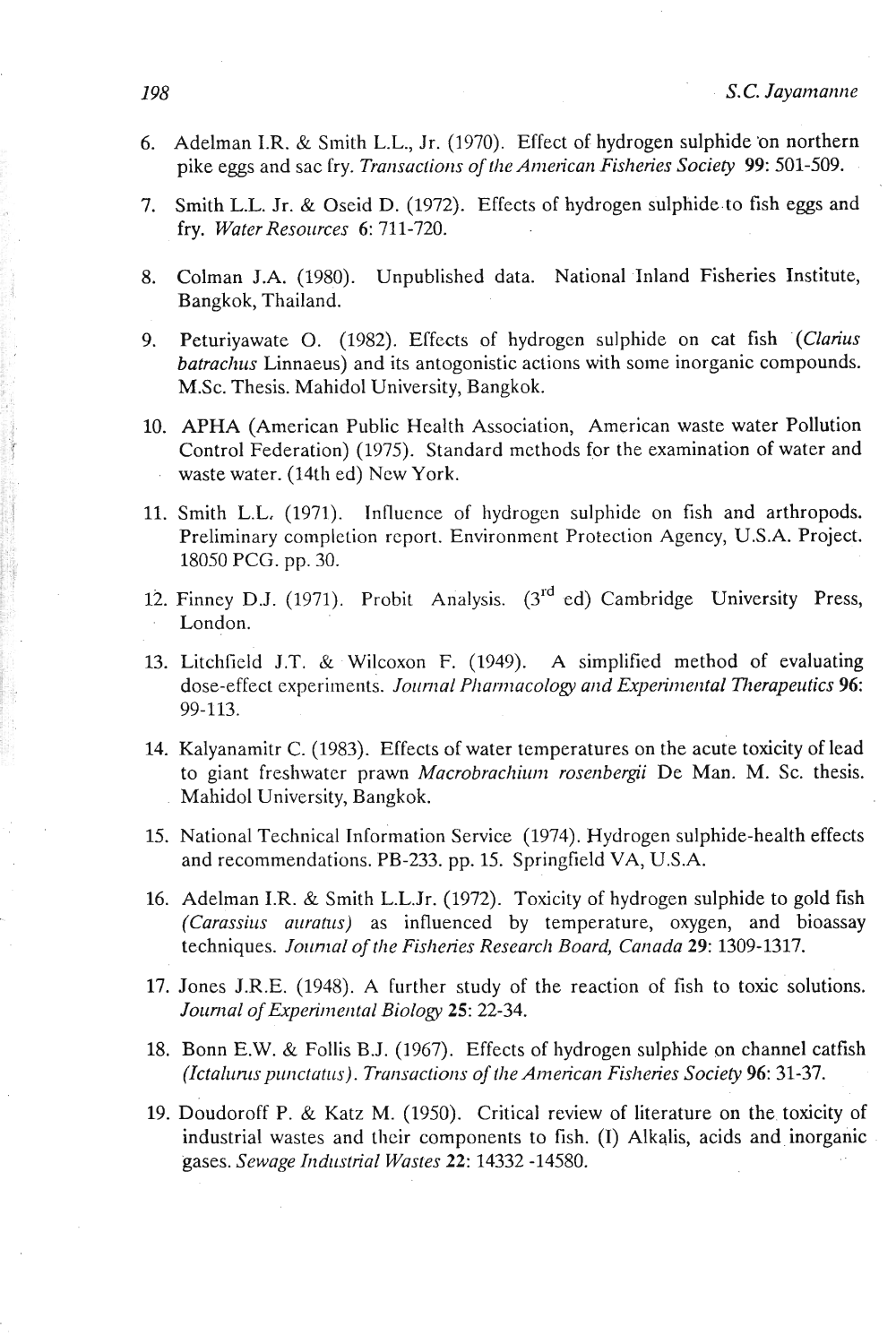6. Adelman I.R. & Smith L.L., Jr. (1970). Effect of hydrogen sulphide on northern pike eggs and sac fry. *Transactions of the American Fisheries Society* **99**: 501-509.

7. Smith L.L. Jr. & Oseid D. (1972). Effects of hydrogen sulphide to fish eggs and fry. *Water Resources* **6**: 711-720.

8. Colman J.A. (1980). Unpublished data. National Inland Fisheries Institute, Bangkok, Thailand.

9. Peturiyawate O. (1982). Effects of hydrogen sulphide on cat fish (*Clarius batrachus* Linnaeus) and its antogonistic actions with some inorganic compounds. M.Sc. Thesis. Mahidol University, Bangkok.

10. APHA (American Public Health Association, American waste water Pollution Control Federation) (1975). Standard methods for the examination of water and waste water. (14th ed) New York.

11. Smith L.L. (1971). Influence of hydrogen sulphide on fish and arthropods. Preliminary completion report. Environment Protection Agency, U.S.A. Project. 18050 PCG. pp. 30.

12. Finney D.J. (1971). Probit Analysis. (3rd ed) Cambridge University Press, London.

13. Litchfield J.T. & Wilcoxon F. (1949). A simplified method of evaluating dose-effect experiments. *Journal Pharmacology and Experimental Therapeutics* **96**: 99-113.

14. Kalyanamitr C. (1983). Effects of water temperatures on the acute toxicity of lead to giant freshwater prawn *Macrobrachium rosenbergii* De Man. M. Sc. thesis. Mahidol University, Bangkok.

15. National Technical Information Service (1974). Hydrogen sulphide-health effects and recommendations. PB-233. pp. 15. Springfield VA, U.S.A.

16. Adelman I.R. & Smith L.L.Jr. (1972). Toxicity of hydrogen sulphide to gold fish (*Carassius auratus*) as influenced by temperature, oxygen, and bioassay techniques. *Journal of the Fisheries Research Board, Canada* **29**: 1309-1317.

17. Jones J.R.E. (1948). A further study of the reaction of fish to toxic solutions. *Journal of Experimental Biology* **25**: 22-34.

18. Bonn E.W. & Follis B.J. (1967). Effects of hydrogen sulphide on channel catfish (*Ictalurus punctatus*). *Transactions of the American Fisheries Society* **96**: 31-37.

19. Doudoroff P. & Katz M. (1950). Critical review of literature on the toxicity of industrial wastes and their components to fish. (I) Alkalis, acids and inorganic gases. *Sewage Industrial Wastes* **22**: 14332 -14580.